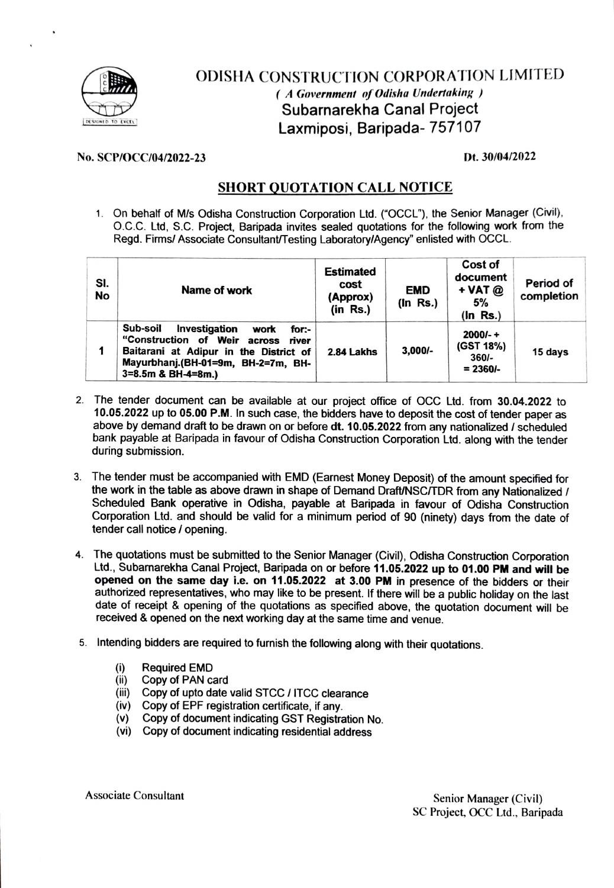# ODISHA CONSTRUCTION CORPORATION LIMITED

*( A Government of Odisha Undertaking )*

## Subarnarekha Canal Project

## Laxmiposi, Baripada- 757107

**No. SCP/OCC/04/2022-23** **Dt. 30/04/2022**

## SHORT QUOTATION CALL NOTICE

1. On behalf of M/s Odisha Construction Corporation Ltd. ("OCCL"), the Senior Manager (Civil), O.C.C. Ltd, S.C. Project, Baripada invites sealed quotations for the following work from the Regd. Firms/ Associate Consultant/Testing Laboratory/Agency" enlisted with OCCL.

| Sl. No | Name of work | Estimated cost (Approx) (in Rs.) | EMD (In Rs.) | Cost of document + VAT @ 5% (In Rs.) | Period of completion |
|---|---|---|---|---|---|
| 1 | **Sub-soil Investigation work for:- "Construction of Weir across river Baitarani at Adipur in the District of Mayurbhanj.(BH-01=9m, BH-2=7m, BH-3=8.5m & BH-4=8m.)** | **2.84 Lakhs** | **3,000/-** | **2000/- + (GST 18%) 360/- = 2360/-** | **15 days** |

2. The tender document can be available at our project office of OCC Ltd. from **30.04.2022** to **10.05.2022** up to **05.00 P.M**. In such case, the bidders have to deposit the cost of tender paper as above by demand draft to be drawn on or before **dt. 10.05.2022** from any nationalized / scheduled bank payable at Baripada in favour of Odisha Construction Corporation Ltd. along with the tender during submission.

3. The tender must be accompanied with EMD (Earnest Money Deposit) of the amount specified for the work in the table as above drawn in shape of Demand Draft/NSC/TDR from any Nationalized / Scheduled Bank operative in Odisha, payable at Baripada in favour of Odisha Construction Corporation Ltd. and should be valid for a minimum period of 90 (ninety) days from the date of tender call notice / opening.

4. The quotations must be submitted to the Senior Manager (Civil), Odisha Construction Corporation Ltd., Subarnarekha Canal Project, Baripada on or before **11.05.2022 up to 01.00 PM and will be opened on the same day i.e. on 11.05.2022 at 3.00 PM** in presence of the bidders or their authorized representatives, who may like to be present. If there will be a public holiday on the last date of receipt & opening of the quotations as specified above, the quotation document will be received & opened on the next working day at the same time and venue.

5. Intending bidders are required to furnish the following along with their quotations.

   (i) Required EMD
   (ii) Copy of PAN card
   (iii) Copy of upto date valid STCC / ITCC clearance
   (iv) Copy of EPF registration certificate, if any.
   (v) Copy of document indicating GST Registration No.
   (vi) Copy of document indicating residential address

Associate Consultant

Senior Manager (Civil)
SC Project, OCC Ltd., Baripada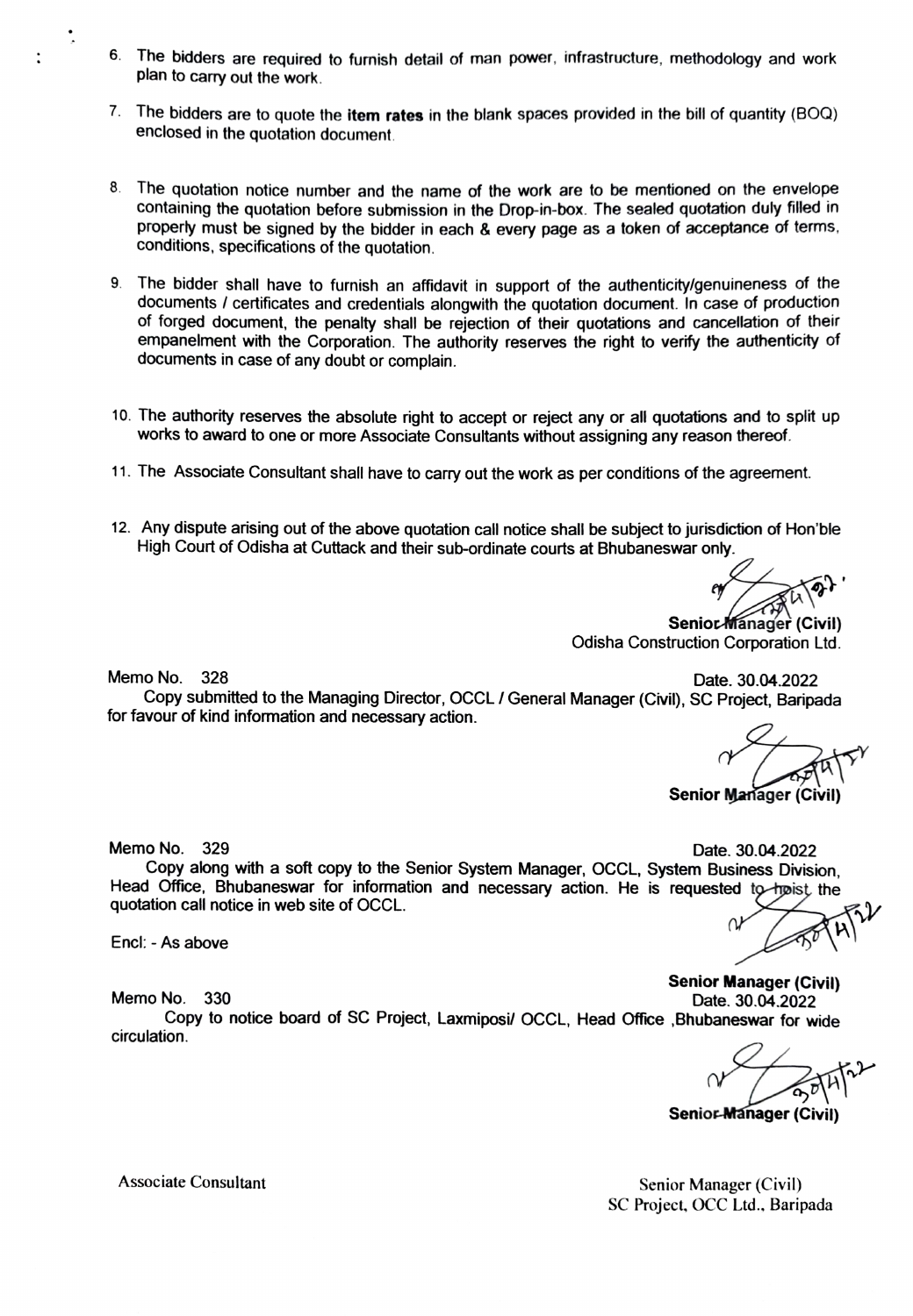6. The bidders are required to furnish detail of man power, infrastructure, methodology and work plan to carry out the work.

7. The bidders are to quote the **item rates** in the blank spaces provided in the bill of quantity (BOQ) enclosed in the quotation document.

8. The quotation notice number and the name of the work are to be mentioned on the envelope containing the quotation before submission in the Drop-in-box. The sealed quotation duly filled in properly must be signed by the bidder in each & every page as a token of acceptance of terms, conditions, specifications of the quotation.

9. The bidder shall have to furnish an affidavit in support of the authenticity/genuineness of the documents / certificates and credentials alongwith the quotation document. In case of production of forged document, the penalty shall be rejection of their quotations and cancellation of their empanelment with the Corporation. The authority reserves the right to verify the authenticity of documents in case of any doubt or complain.

10. The authority reserves the absolute right to accept or reject any or all quotations and to split up works to award to one or more Associate Consultants without assigning any reason thereof.

11. The Associate Consultant shall have to carry out the work as per conditions of the agreement.

12. Any dispute arising out of the above quotation call notice shall be subject to jurisdiction of Hon'ble High Court of Odisha at Cuttack and their sub-ordinate courts at Bhubaneswar only.

**Senior Manager (Civil)**
Odisha Construction Corporation Ltd.

Memo No. 328 Date. 30.04.2022

Copy submitted to the Managing Director, OCCL / General Manager (Civil), SC Project, Baripada for favour of kind information and necessary action.

**Senior Manager (Civil)**

Memo No. 329 Date. 30.04.2022

Copy along with a soft copy to the Senior System Manager, OCCL, System Business Division, Head Office, Bhubaneswar for information and necessary action. He is requested to hoist the quotation call notice in web site of OCCL.

Encl: - As above

**Senior Manager (Civil)**

Memo No. 330 Date. 30.04.2022

Copy to notice board of SC Project, Laxmiposi/ OCCL, Head Office ,Bhubaneswar for wide circulation.

**Senior Manager (Civil)**

Associate Consultant

Senior Manager (Civil)
SC Project, OCC Ltd., Baripada